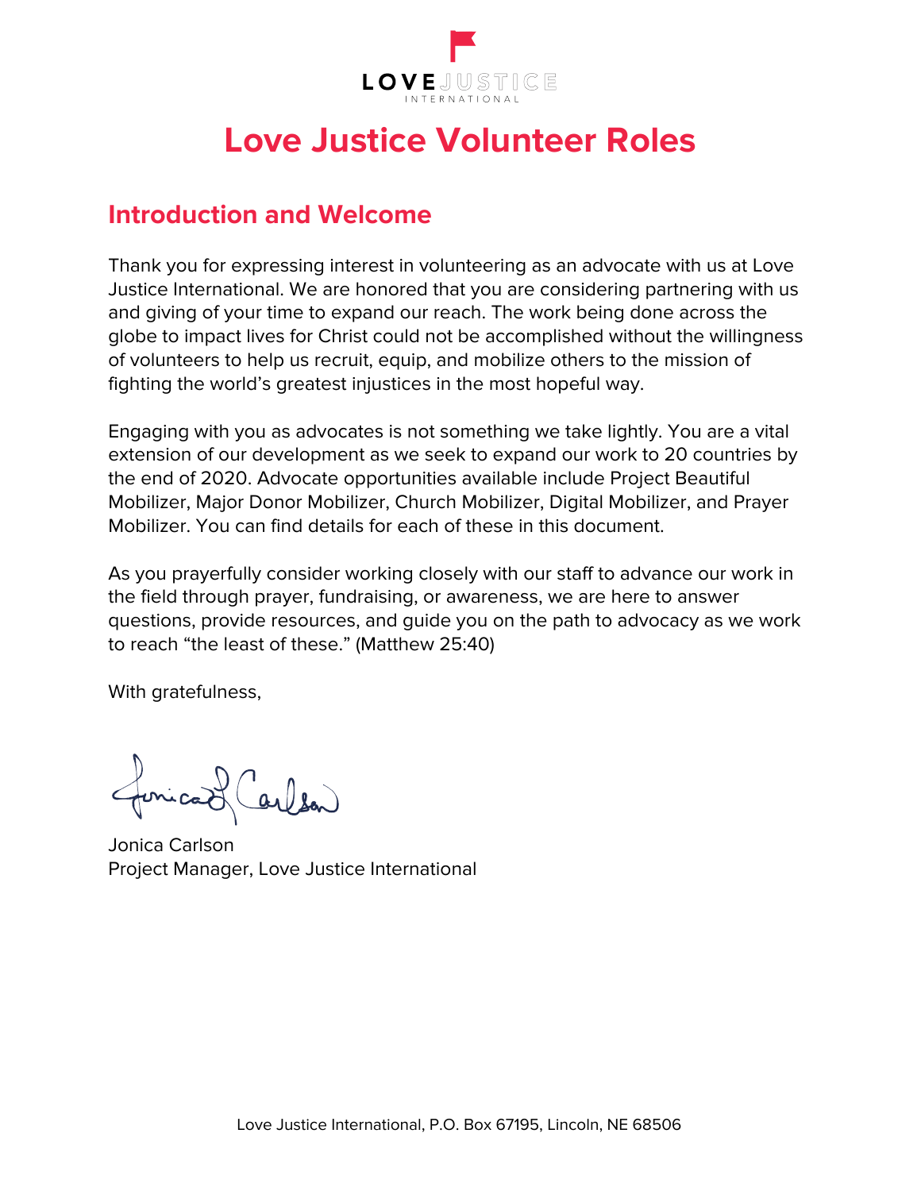# Love Justice Volunteer Roles

## Introduction and Welcome

Thank you for expressing interest in volunteering as an advocate with us at Love Justice International. We are honored that you are considering partnering with us and giving of your time to expand our reach. The work being done across the globe to impact lives for Christ could not be accomplished without the willingness of volunteers to help us recruit, equip, and mobilize others to the mission of fighting the world's greatest injustices in the most hopeful way.

Engaging with you as advocates is not something we take lightly. You are a vital extension of our development as we seek to expand our work to 20 countries by the end of 2020. Advocate opportunities available include Project Beautiful Mobilizer, Major Donor Mobilizer, Church Mobilizer, Digital Mobilizer, and Prayer Mobilizer. You can find details for each of these in this document.

As you prayerfully consider working closely with our staff to advance our work in the field through prayer, fundraising, or awareness, we are here to answer questions, provide resources, and guide you on the path to advocacy as we work to reach "the least of these." (Matthew 25:40)

With gratefulness,

Jonica Carlson
Project Manager, Love Justice International

Love Justice International, P.O. Box 67195, Lincoln, NE 68506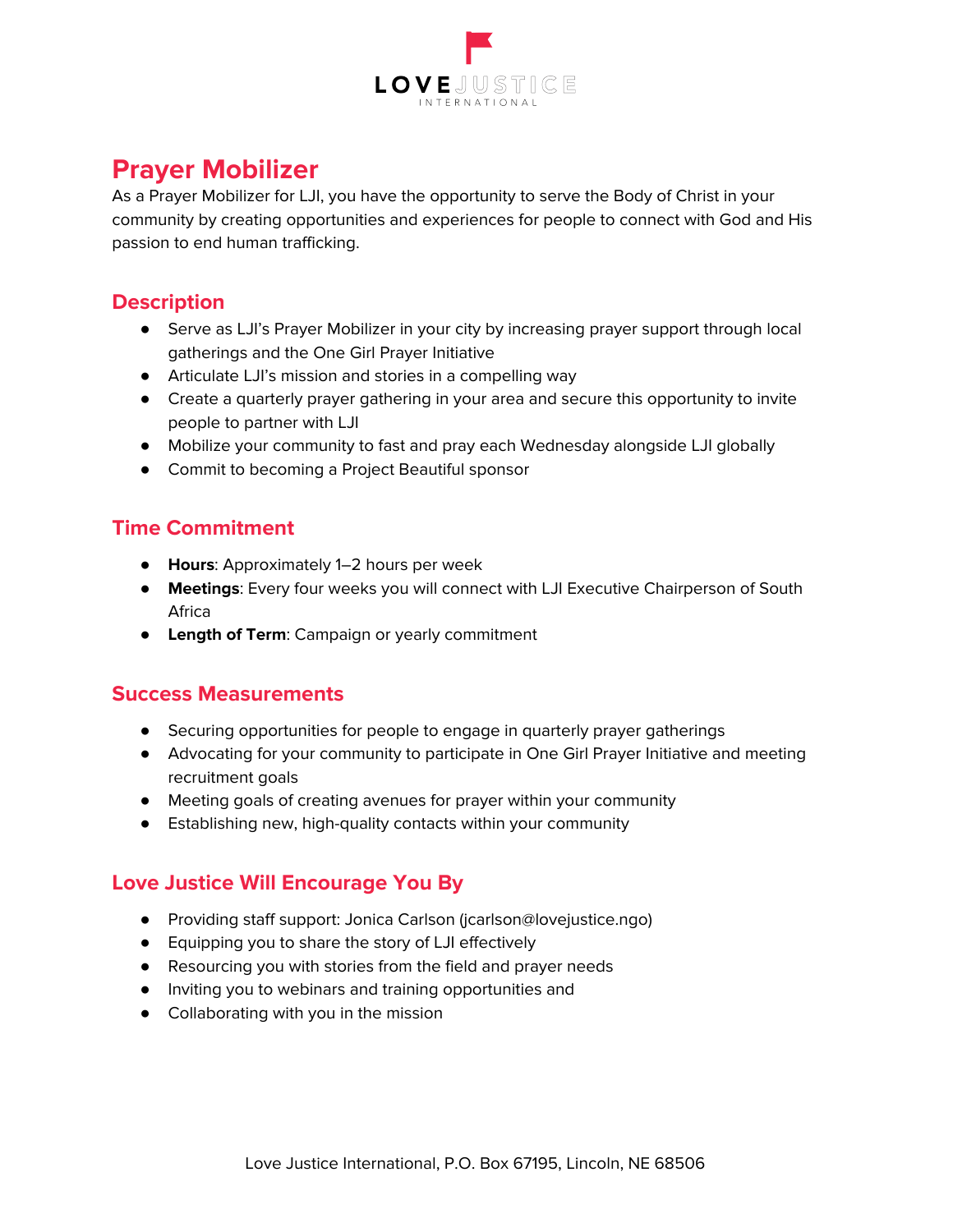# Prayer Mobilizer

As a Prayer Mobilizer for LJI, you have the opportunity to serve the Body of Christ in your community by creating opportunities and experiences for people to connect with God and His passion to end human trafficking.

## Description

- Serve as LJI's Prayer Mobilizer in your city by increasing prayer support through local gatherings and the One Girl Prayer Initiative
- Articulate LJI's mission and stories in a compelling way
- Create a quarterly prayer gathering in your area and secure this opportunity to invite people to partner with LJI
- Mobilize your community to fast and pray each Wednesday alongside LJI globally
- Commit to becoming a Project Beautiful sponsor

## Time Commitment

- **Hours**: Approximately 1–2 hours per week
- **Meetings**: Every four weeks you will connect with LJI Executive Chairperson of South Africa
- **Length of Term**: Campaign or yearly commitment

## Success Measurements

- Securing opportunities for people to engage in quarterly prayer gatherings
- Advocating for your community to participate in One Girl Prayer Initiative and meeting recruitment goals
- Meeting goals of creating avenues for prayer within your community
- Establishing new, high-quality contacts within your community

## Love Justice Will Encourage You By

- Providing staff support: Jonica Carlson (jcarlson@lovejustice.ngo)
- Equipping you to share the story of LJI effectively
- Resourcing you with stories from the field and prayer needs
- Inviting you to webinars and training opportunities and
- Collaborating with you in the mission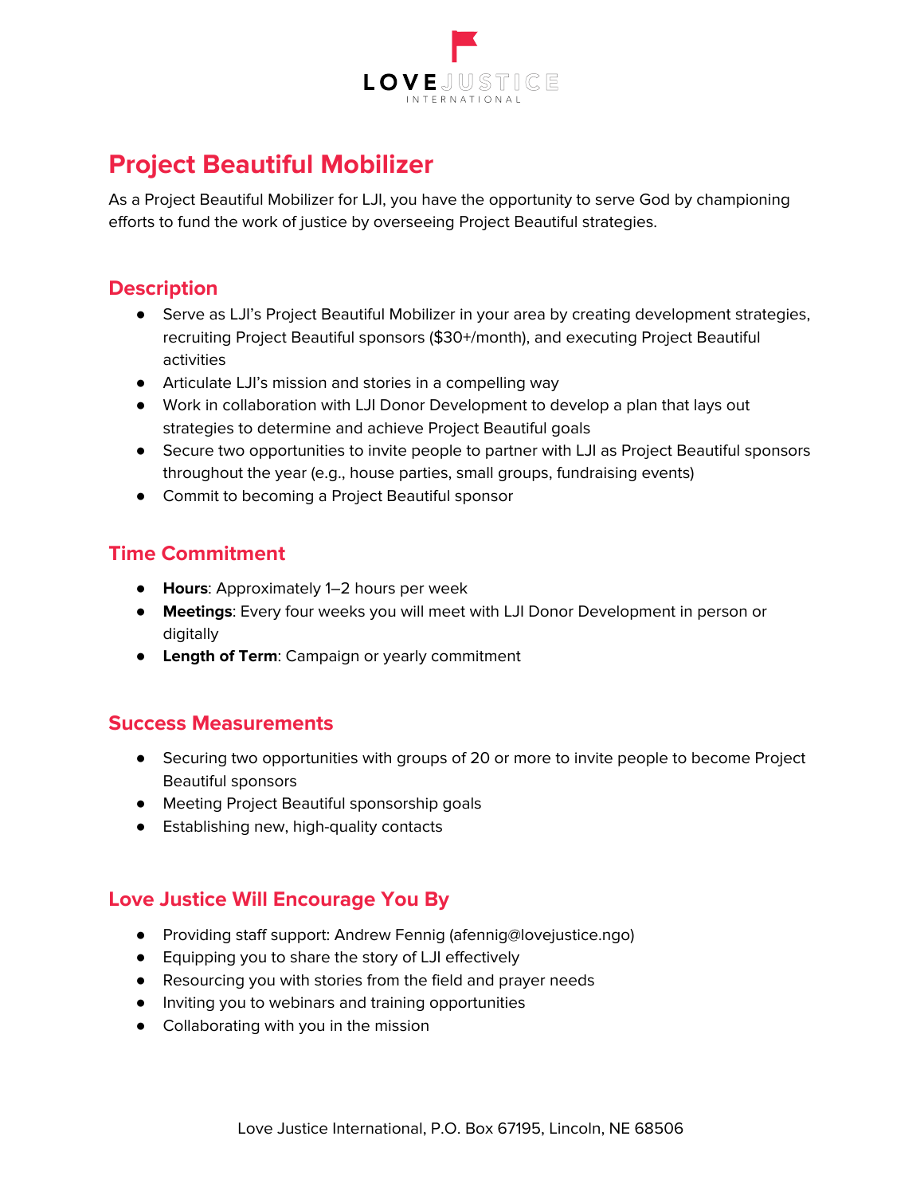# Project Beautiful Mobilizer

As a Project Beautiful Mobilizer for LJI, you have the opportunity to serve God by championing efforts to fund the work of justice by overseeing Project Beautiful strategies.

## Description

- Serve as LJI's Project Beautiful Mobilizer in your area by creating development strategies, recruiting Project Beautiful sponsors ($30+/month), and executing Project Beautiful activities
- Articulate LJI's mission and stories in a compelling way
- Work in collaboration with LJI Donor Development to develop a plan that lays out strategies to determine and achieve Project Beautiful goals
- Secure two opportunities to invite people to partner with LJI as Project Beautiful sponsors throughout the year (e.g., house parties, small groups, fundraising events)
- Commit to becoming a Project Beautiful sponsor

## Time Commitment

- **Hours**: Approximately 1–2 hours per week
- **Meetings**: Every four weeks you will meet with LJI Donor Development in person or digitally
- **Length of Term**: Campaign or yearly commitment

## Success Measurements

- Securing two opportunities with groups of 20 or more to invite people to become Project Beautiful sponsors
- Meeting Project Beautiful sponsorship goals
- Establishing new, high-quality contacts

## Love Justice Will Encourage You By

- Providing staff support: Andrew Fennig (afennig@lovejustice.ngo)
- Equipping you to share the story of LJI effectively
- Resourcing you with stories from the field and prayer needs
- Inviting you to webinars and training opportunities
- Collaborating with you in the mission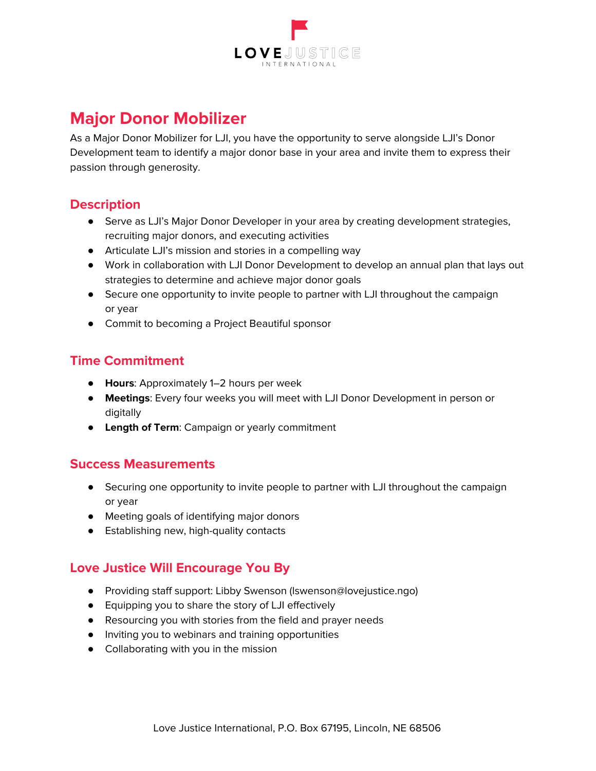# Major Donor Mobilizer

As a Major Donor Mobilizer for LJI, you have the opportunity to serve alongside LJI's Donor Development team to identify a major donor base in your area and invite them to express their passion through generosity.

## Description

- Serve as LJI's Major Donor Developer in your area by creating development strategies, recruiting major donors, and executing activities
- Articulate LJI's mission and stories in a compelling way
- Work in collaboration with LJI Donor Development to develop an annual plan that lays out strategies to determine and achieve major donor goals
- Secure one opportunity to invite people to partner with LJI throughout the campaign or year
- Commit to becoming a Project Beautiful sponsor

## Time Commitment

- **Hours**: Approximately 1–2 hours per week
- **Meetings**: Every four weeks you will meet with LJI Donor Development in person or digitally
- **Length of Term**: Campaign or yearly commitment

## Success Measurements

- Securing one opportunity to invite people to partner with LJI throughout the campaign or year
- Meeting goals of identifying major donors
- Establishing new, high-quality contacts

## Love Justice Will Encourage You By

- Providing staff support: Libby Swenson (lswenson@lovejustice.ngo)
- Equipping you to share the story of LJI effectively
- Resourcing you with stories from the field and prayer needs
- Inviting you to webinars and training opportunities
- Collaborating with you in the mission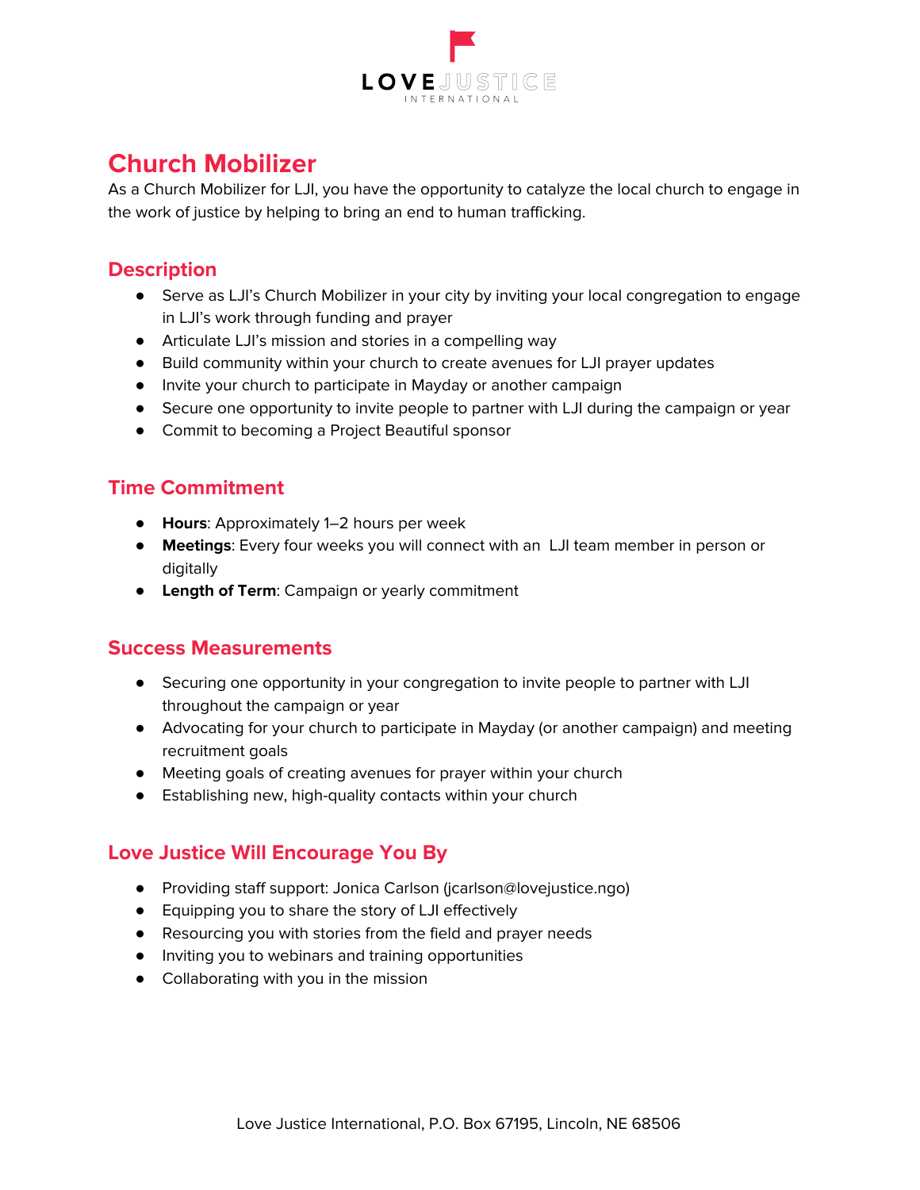# Church Mobilizer

As a Church Mobilizer for LJI, you have the opportunity to catalyze the local church to engage in the work of justice by helping to bring an end to human trafficking.

## Description

- Serve as LJI's Church Mobilizer in your city by inviting your local congregation to engage in LJI's work through funding and prayer
- Articulate LJI's mission and stories in a compelling way
- Build community within your church to create avenues for LJI prayer updates
- Invite your church to participate in Mayday or another campaign
- Secure one opportunity to invite people to partner with LJI during the campaign or year
- Commit to becoming a Project Beautiful sponsor

## Time Commitment

- **Hours**: Approximately 1–2 hours per week
- **Meetings**: Every four weeks you will connect with an LJI team member in person or digitally
- **Length of Term**: Campaign or yearly commitment

## Success Measurements

- Securing one opportunity in your congregation to invite people to partner with LJI throughout the campaign or year
- Advocating for your church to participate in Mayday (or another campaign) and meeting recruitment goals
- Meeting goals of creating avenues for prayer within your church
- Establishing new, high-quality contacts within your church

## Love Justice Will Encourage You By

- Providing staff support: Jonica Carlson (jcarlson@lovejustice.ngo)
- Equipping you to share the story of LJI effectively
- Resourcing you with stories from the field and prayer needs
- Inviting you to webinars and training opportunities
- Collaborating with you in the mission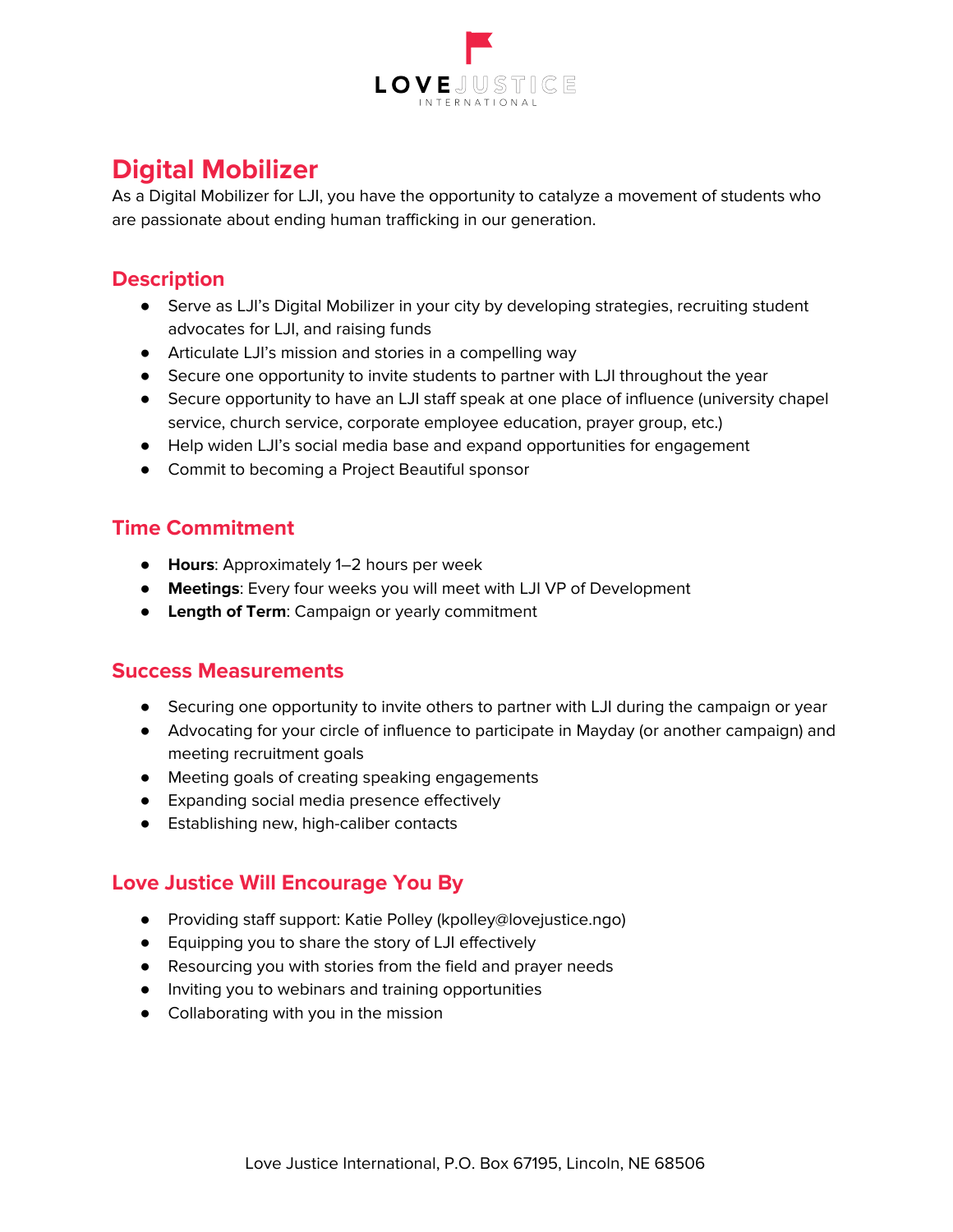# Digital Mobilizer

As a Digital Mobilizer for LJI, you have the opportunity to catalyze a movement of students who are passionate about ending human trafficking in our generation.

## Description

- Serve as LJI's Digital Mobilizer in your city by developing strategies, recruiting student advocates for LJI, and raising funds
- Articulate LJI's mission and stories in a compelling way
- Secure one opportunity to invite students to partner with LJI throughout the year
- Secure opportunity to have an LJI staff speak at one place of influence (university chapel service, church service, corporate employee education, prayer group, etc.)
- Help widen LJI's social media base and expand opportunities for engagement
- Commit to becoming a Project Beautiful sponsor

## Time Commitment

- **Hours**: Approximately 1–2 hours per week
- **Meetings**: Every four weeks you will meet with LJI VP of Development
- **Length of Term**: Campaign or yearly commitment

## Success Measurements

- Securing one opportunity to invite others to partner with LJI during the campaign or year
- Advocating for your circle of influence to participate in Mayday (or another campaign) and meeting recruitment goals
- Meeting goals of creating speaking engagements
- Expanding social media presence effectively
- Establishing new, high-caliber contacts

## Love Justice Will Encourage You By

- Providing staff support: Katie Polley (kpolley@lovejustice.ngo)
- Equipping you to share the story of LJI effectively
- Resourcing you with stories from the field and prayer needs
- Inviting you to webinars and training opportunities
- Collaborating with you in the mission

Love Justice International, P.O. Box 67195, Lincoln, NE 68506